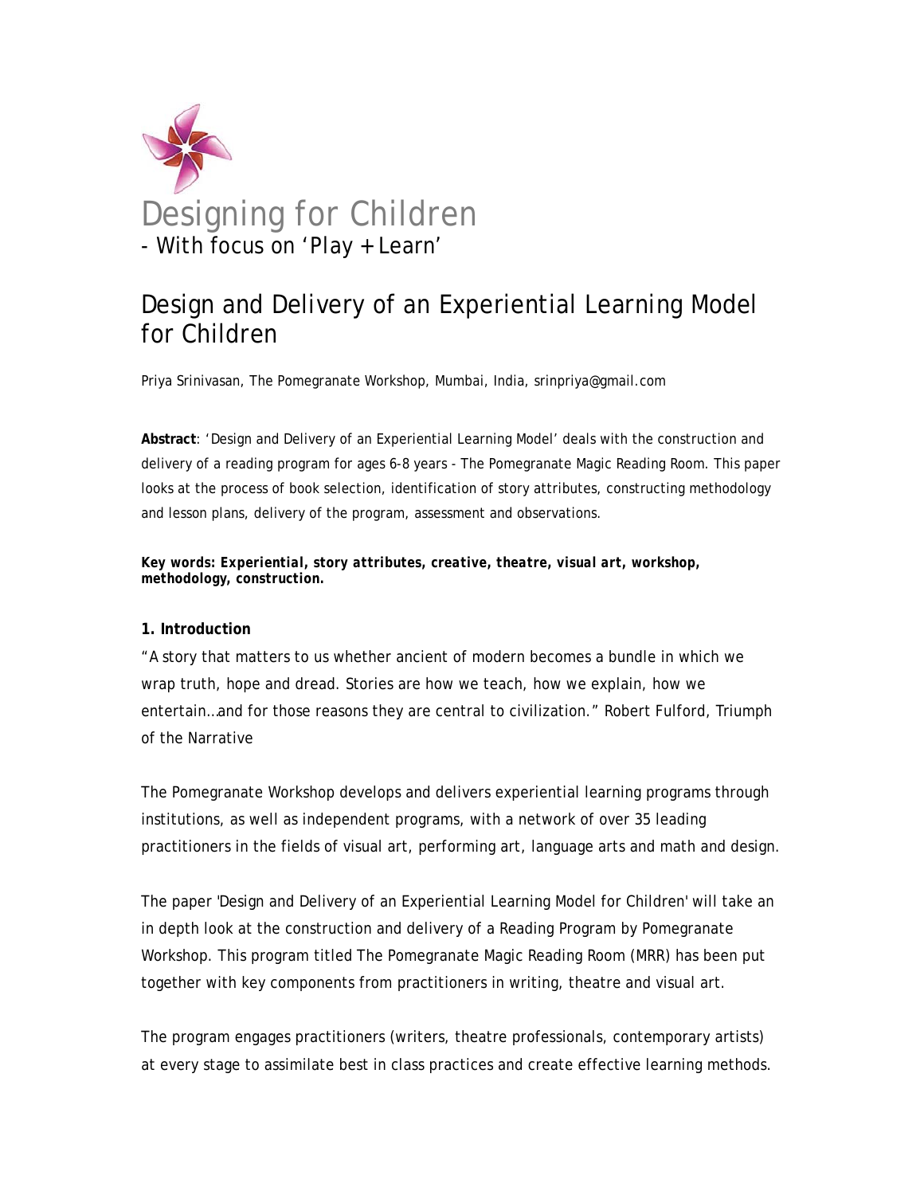# Designing for Children
- With focus on 'Play + Learn'

## Design and Delivery of an Experiential Learning Model for Children

Priya Srinivasan, The Pomegranate Workshop, Mumbai, India, srinpriya@gmail.com

**Abstract**: 'Design and Delivery of an Experiential Learning Model' deals with the construction and delivery of a reading program for ages 6-8 years - The Pomegranate Magic Reading Room. This paper looks at the process of book selection, identification of story attributes, constructing methodology and lesson plans, delivery of the program, assessment and observations.

***Key words: Experiential, story attributes, creative, theatre, visual art, workshop, methodology, construction.***

### 1. Introduction

"A story that matters to us whether ancient of modern becomes a bundle in which we wrap truth, hope and dread. Stories are how we teach, how we explain, how we entertain…and for those reasons they are central to civilization." Robert Fulford, Triumph of the Narrative

The Pomegranate Workshop develops and delivers experiential learning programs through institutions, as well as independent programs, with a network of over 35 leading practitioners in the fields of visual art, performing art, language arts and math and design.

The paper 'Design and Delivery of an Experiential Learning Model for Children' will take an in depth look at the construction and delivery of a Reading Program by Pomegranate Workshop. This program titled The Pomegranate Magic Reading Room (MRR) has been put together with key components from practitioners in writing, theatre and visual art.

The program engages practitioners (writers, theatre professionals, contemporary artists) at every stage to assimilate best in class practices and create effective learning methods.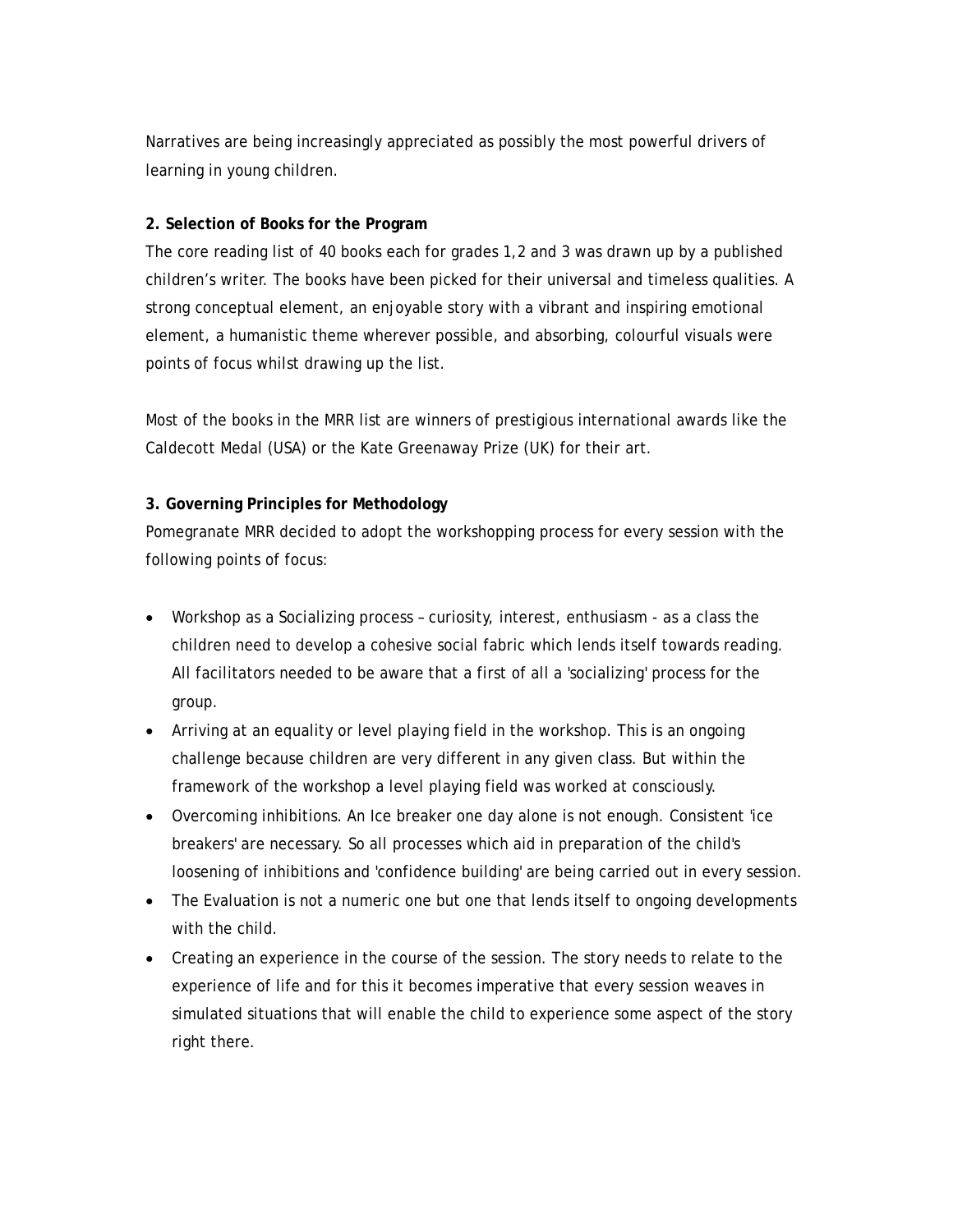Narratives are being increasingly appreciated as possibly the most powerful drivers of learning in young children.

**2. Selection of Books for the Program**

The core reading list of 40 books each for grades 1,2 and 3 was drawn up by a published children's writer. The books have been picked for their universal and timeless qualities. A strong conceptual element, an enjoyable story with a vibrant and inspiring emotional element, a humanistic theme wherever possible, and absorbing, colourful visuals were points of focus whilst drawing up the list.

Most of the books in the MRR list are winners of prestigious international awards like the Caldecott Medal (USA) or the Kate Greenaway Prize (UK) for their art.

**3. Governing Principles for Methodology**

Pomegranate MRR decided to adopt the workshopping process for every session with the following points of focus:

- Workshop as a Socializing process – curiosity, interest, enthusiasm - as a class the children need to develop a cohesive social fabric which lends itself towards reading. All facilitators needed to be aware that a first of all a 'socializing' process for the group.
- Arriving at an equality or level playing field in the workshop. This is an ongoing challenge because children are very different in any given class. But within the framework of the workshop a level playing field was worked at consciously.
- Overcoming inhibitions. An Ice breaker one day alone is not enough. Consistent 'ice breakers' are necessary. So all processes which aid in preparation of the child's loosening of inhibitions and 'confidence building' are being carried out in every session.
- The Evaluation is not a numeric one but one that lends itself to ongoing developments with the child.
- Creating an experience in the course of the session. The story needs to relate to the experience of life and for this it becomes imperative that every session weaves in simulated situations that will enable the child to experience some aspect of the story right there.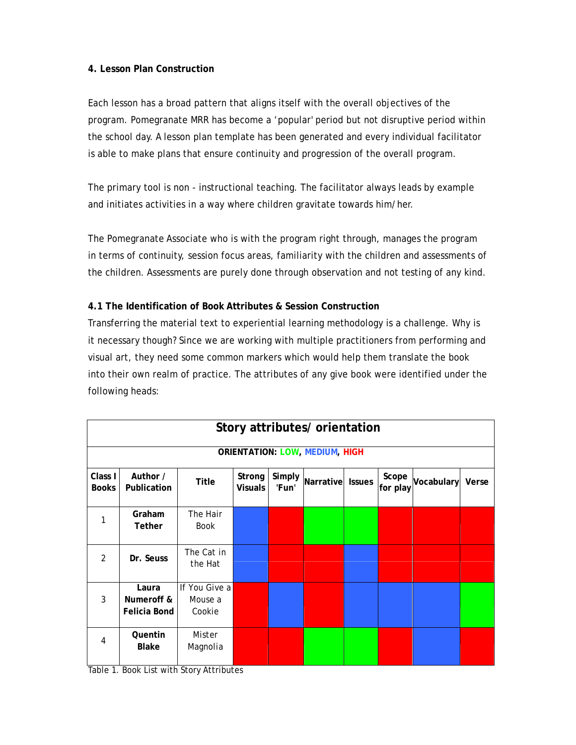**4. Lesson Plan Construction**

Each lesson has a broad pattern that aligns itself with the overall objectives of the program. Pomegranate MRR has become a 'popular' period but not disruptive period within the school day. A lesson plan template has been generated and every individual facilitator is able to make plans that ensure continuity and progression of the overall program.

The primary tool is non - instructional teaching. The facilitator always leads by example and initiates activities in a way where children gravitate towards him/her.

The Pomegranate Associate who is with the program right through, manages the program in terms of continuity, session focus areas, familiarity with the children and assessments of the children. Assessments are purely done through observation and not testing of any kind.

**4.1 The Identification of Book Attributes & Session Construction**

Transferring the material text to experiential learning methodology is a challenge. Why is it necessary though? Since we are working with multiple practitioners from performing and visual art, they need some common markers which would help them translate the book into their own realm of practice. The attributes of any give book were identified under the following heads:

| **Story attributes/ orientation** | | | | | | | | | |
|---|---|---|---|---|---|---|---|---|---|
| **ORIENTATION: LOW, MEDIUM, HIGH** | | | | | | | | | |
| **Class I Books** | **Author / Publication** | **Title** | **Strong Visuals** | **Simply 'Fun'** | **Narrative** | **Issues** | **Scope for play** | **Vocabulary** | **Verse** |
| 1 | **Graham Tether** | The Hair Book | MEDIUM | HIGH | LOW | LOW | HIGH | HIGH | HIGH |
| 2 | **Dr. Seuss** | The Cat in the Hat | MEDIUM | HIGH | HIGH | MEDIUM | HIGH | HIGH | HIGH |
| 3 | **Laura Numeroff & Felicia Bond** | If You Give a Mouse a Cookie | HIGH | MEDIUM | HIGH | MEDIUM | MEDIUM | MEDIUM | LOW |
| 4 | **Quentin Blake** | Mister Magnolia | HIGH | HIGH | LOW | LOW | HIGH | MEDIUM | HIGH |

Table 1. Book List with Story Attributes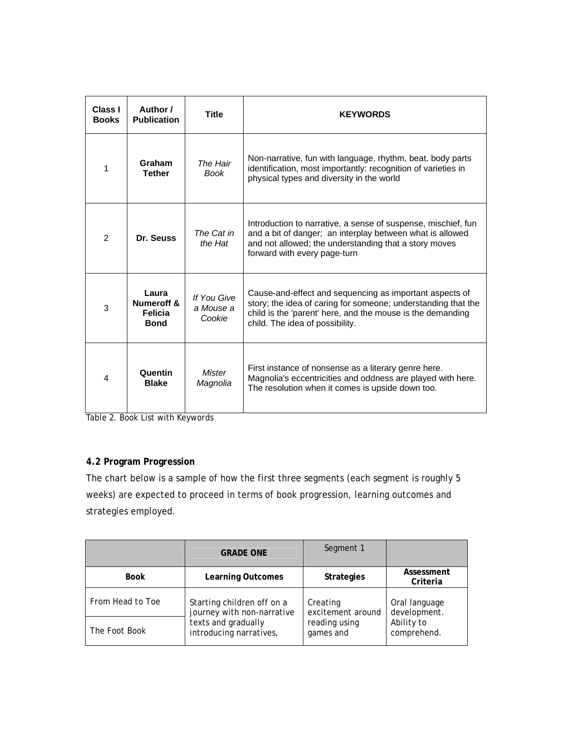| Class I Books | Author / Publication | Title | KEYWORDS |
|---|---|---|---|
| 1 | **Graham Tether** | *The Hair Book* | Non-narrative, fun with language, rhythm, beat, body parts identification, most importantly: recognition of varieties in physical types and diversity in the world |
| 2 | **Dr. Seuss** | *The Cat in the Hat* | Introduction to narrative, a sense of suspense, mischief, fun and a bit of danger; an interplay between what is allowed and not allowed; the understanding that a story moves forward with every page-turn |
| 3 | **Laura Numeroff & Felicia Bond** | *If You Give a Mouse a Cookie* | Cause-and-effect and sequencing as important aspects of story; the idea of caring for someone; understanding that the child is the 'parent' here, and the mouse is the demanding child. The idea of possibility. |
| 4 | **Quentin Blake** | *Mister Magnolia* | First instance of nonsense as a literary genre here. Magnolia's eccentricities and oddness are played with here. The resolution when it comes is upside down too. |

Table 2. Book List with Keywords

**4.2 Program Progression**

The chart below is a sample of how the first three segments (each segment is roughly 5 weeks) are expected to proceed in terms of book progression, learning outcomes and strategies employed.

| | **GRADE ONE** | Segment 1 | |
|---|---|---|---|
| **Book** | **Learning Outcomes** | **Strategies** | **Assessment Criteria** |
| From Head to Toe | Starting children off on a journey with non-narrative texts and gradually introducing narratives, | Creating excitement around reading using games and | Oral language development. Ability to comprehend. |
| The Foot Book | | | |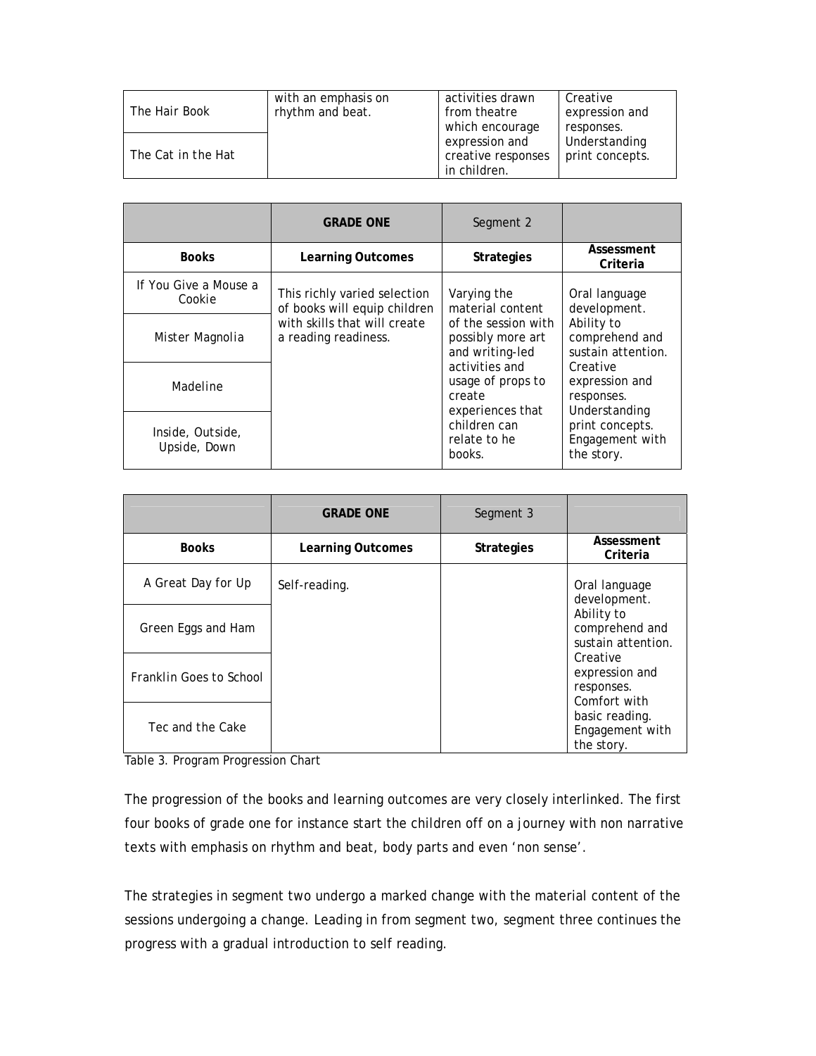| The Hair Book | with an emphasis on rhythm and beat. | activities drawn from theatre which encourage expression and creative responses in children. | Creative expression and responses. Understanding print concepts. |
|---|---|---|---|
| The Cat in the Hat | | | |

| | GRADE ONE | Segment 2 | |
|---|---|---|---|
| **Books** | **Learning Outcomes** | **Strategies** | **Assessment Criteria** |
| If You Give a Mouse a Cookie | This richly varied selection of books will equip children with skills that will create a reading readiness. | Varying the material content of the session with possibly more art and writing-led activities and usage of props to create experiences that children can relate to he books. | Oral language development. Ability to comprehend and sustain attention. Creative expression and responses. Understanding print concepts. Engagement with the story. |
| Mister Magnolia | | | |
| Madeline | | | |
| Inside, Outside, Upside, Down | | | |

| | GRADE ONE | Segment 3 | |
|---|---|---|---|
| **Books** | **Learning Outcomes** | **Strategies** | **Assessment Criteria** |
| A Great Day for Up | Self-reading. | | Oral language development. Ability to comprehend and sustain attention. Creative expression and responses. Comfort with basic reading. Engagement with the story. |
| Green Eggs and Ham | | | |
| Franklin Goes to School | | | |
| Tec and the Cake | | | |

Table 3. Program Progression Chart

The progression of the books and learning outcomes are very closely interlinked. The first four books of grade one for instance start the children off on a journey with non narrative texts with emphasis on rhythm and beat, body parts and even 'non sense'.

The strategies in segment two undergo a marked change with the material content of the sessions undergoing a change. Leading in from segment two, segment three continues the progress with a gradual introduction to self reading.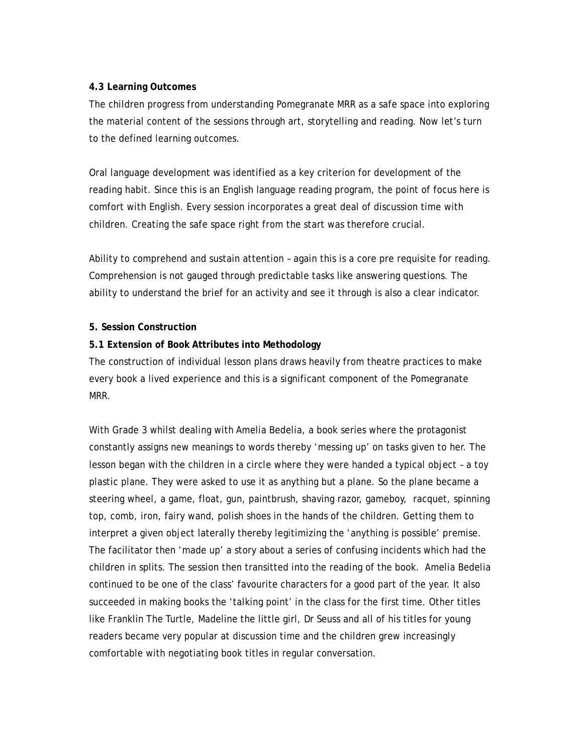**4.3 Learning Outcomes**

The children progress from understanding Pomegranate MRR as a safe space into exploring the material content of the sessions through art, storytelling and reading. Now let's turn to the defined learning outcomes.

Oral language development was identified as a key criterion for development of the reading habit. Since this is an English language reading program, the point of focus here is comfort with English. Every session incorporates a great deal of discussion time with children. Creating the safe space right from the start was therefore crucial.

Ability to comprehend and sustain attention – again this is a core pre requisite for reading. Comprehension is not gauged through predictable tasks like answering questions. The ability to understand the brief for an activity and see it through is also a clear indicator.

**5. Session Construction**

**5.1 Extension of Book Attributes into Methodology**

The construction of individual lesson plans draws heavily from theatre practices to make every book a lived experience and this is a significant component of the Pomegranate MRR.

With Grade 3 whilst dealing with Amelia Bedelia, a book series where the protagonist constantly assigns new meanings to words thereby 'messing up' on tasks given to her. The lesson began with the children in a circle where they were handed a typical object – a toy plastic plane. They were asked to use it as anything but a plane. So the plane became a steering wheel, a game, float, gun, paintbrush, shaving razor, gameboy, racquet, spinning top, comb, iron, fairy wand, polish shoes in the hands of the children. Getting them to interpret a given object laterally thereby legitimizing the 'anything is possible' premise. The facilitator then 'made up' a story about a series of confusing incidents which had the children in splits. The session then transitted into the reading of the book. Amelia Bedelia continued to be one of the class' favourite characters for a good part of the year. It also succeeded in making books the 'talking point' in the class for the first time. Other titles like Franklin The Turtle, Madeline the little girl, Dr Seuss and all of his titles for young readers became very popular at discussion time and the children grew increasingly comfortable with negotiating book titles in regular conversation.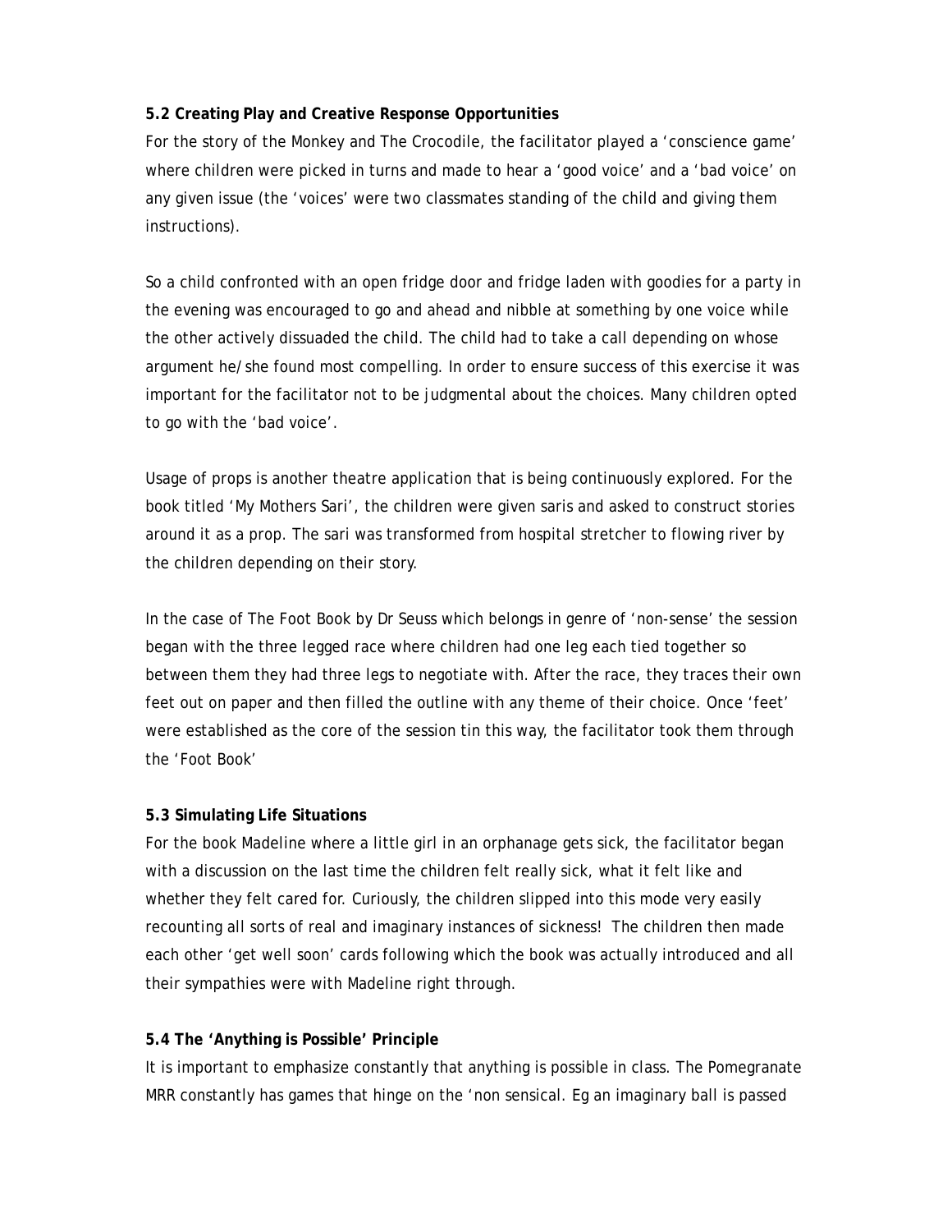**5.2 Creating Play and Creative Response Opportunities**

For the story of the Monkey and The Crocodile, the facilitator played a 'conscience game' where children were picked in turns and made to hear a 'good voice' and a 'bad voice' on any given issue (the 'voices' were two classmates standing of the child and giving them instructions).

So a child confronted with an open fridge door and fridge laden with goodies for a party in the evening was encouraged to go and ahead and nibble at something by one voice while the other actively dissuaded the child. The child had to take a call depending on whose argument he/she found most compelling. In order to ensure success of this exercise it was important for the facilitator not to be judgmental about the choices. Many children opted to go with the 'bad voice'.

Usage of props is another theatre application that is being continuously explored. For the book titled 'My Mothers Sari', the children were given saris and asked to construct stories around it as a prop. The sari was transformed from hospital stretcher to flowing river by the children depending on their story.

In the case of The Foot Book by Dr Seuss which belongs in genre of 'non-sense' the session began with the three legged race where children had one leg each tied together so between them they had three legs to negotiate with. After the race, they traces their own feet out on paper and then filled the outline with any theme of their choice. Once 'feet' were established as the core of the session tin this way, the facilitator took them through the 'Foot Book'

**5.3 Simulating Life Situations**

For the book Madeline where a little girl in an orphanage gets sick, the facilitator began with a discussion on the last time the children felt really sick, what it felt like and whether they felt cared for. Curiously, the children slipped into this mode very easily recounting all sorts of real and imaginary instances of sickness! The children then made each other 'get well soon' cards following which the book was actually introduced and all their sympathies were with Madeline right through.

**5.4 The 'Anything is Possible' Principle**

It is important to emphasize constantly that anything is possible in class. The Pomegranate MRR constantly has games that hinge on the 'non sensical. Eg an imaginary ball is passed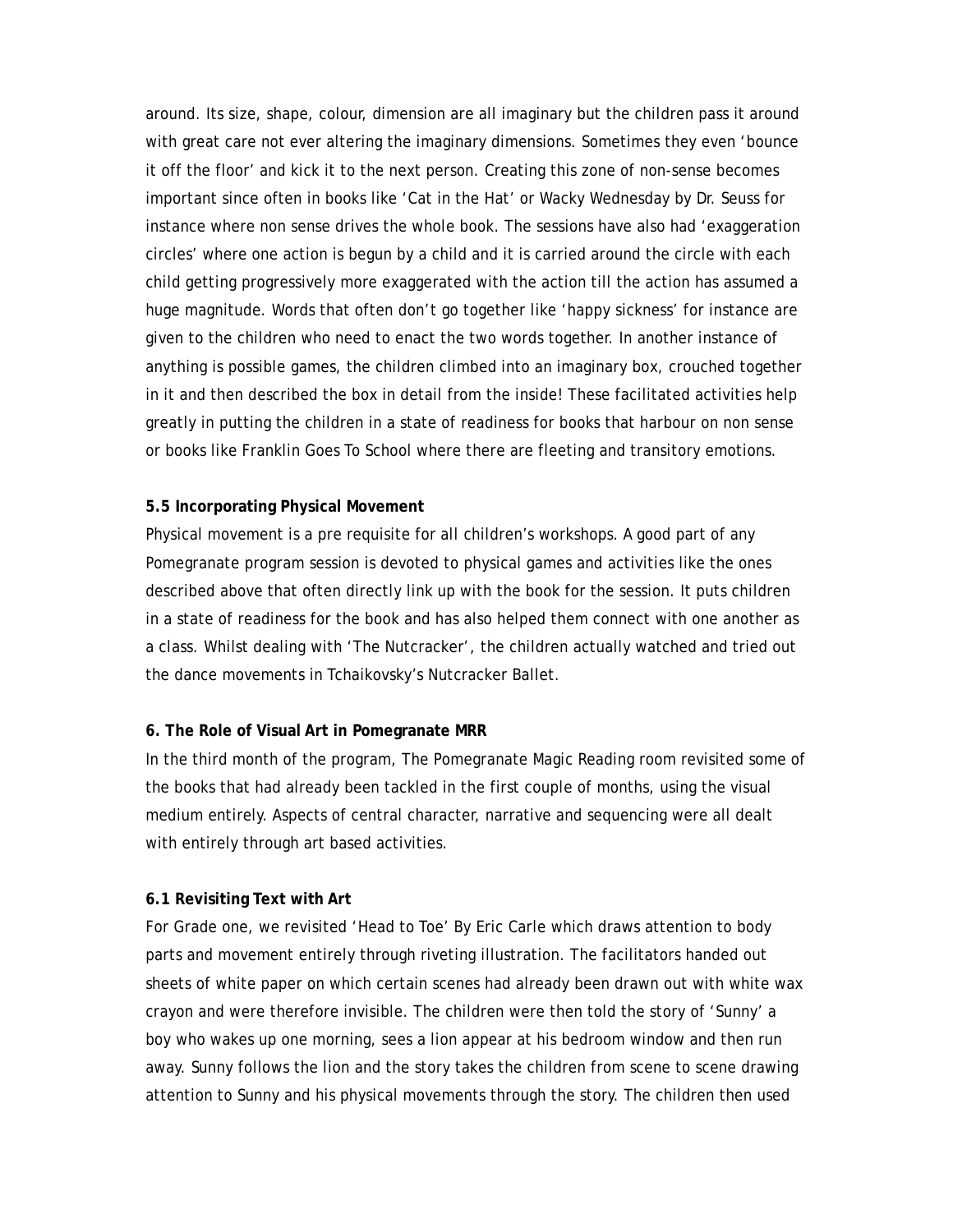around. Its size, shape, colour, dimension are all imaginary but the children pass it around with great care not ever altering the imaginary dimensions. Sometimes they even 'bounce it off the floor' and kick it to the next person. Creating this zone of non-sense becomes important since often in books like 'Cat in the Hat' or Wacky Wednesday by Dr. Seuss for instance where non sense drives the whole book. The sessions have also had 'exaggeration circles' where one action is begun by a child and it is carried around the circle with each child getting progressively more exaggerated with the action till the action has assumed a huge magnitude. Words that often don't go together like 'happy sickness' for instance are given to the children who need to enact the two words together. In another instance of anything is possible games, the children climbed into an imaginary box, crouched together in it and then described the box in detail from the inside! These facilitated activities help greatly in putting the children in a state of readiness for books that harbour on non sense or books like Franklin Goes To School where there are fleeting and transitory emotions.

**5.5 Incorporating Physical Movement**

Physical movement is a pre requisite for all children's workshops. A good part of any Pomegranate program session is devoted to physical games and activities like the ones described above that often directly link up with the book for the session. It puts children in a state of readiness for the book and has also helped them connect with one another as a class. Whilst dealing with 'The Nutcracker', the children actually watched and tried out the dance movements in Tchaikovsky's Nutcracker Ballet.

**6. The Role of Visual Art in Pomegranate MRR**

In the third month of the program, The Pomegranate Magic Reading room revisited some of the books that had already been tackled in the first couple of months, using the visual medium entirely. Aspects of central character, narrative and sequencing were all dealt with entirely through art based activities.

**6.1 Revisiting Text with Art**

For Grade one, we revisited 'Head to Toe' By Eric Carle which draws attention to body parts and movement entirely through riveting illustration. The facilitators handed out sheets of white paper on which certain scenes had already been drawn out with white wax crayon and were therefore invisible. The children were then told the story of 'Sunny' a boy who wakes up one morning, sees a lion appear at his bedroom window and then run away. Sunny follows the lion and the story takes the children from scene to scene drawing attention to Sunny and his physical movements through the story. The children then used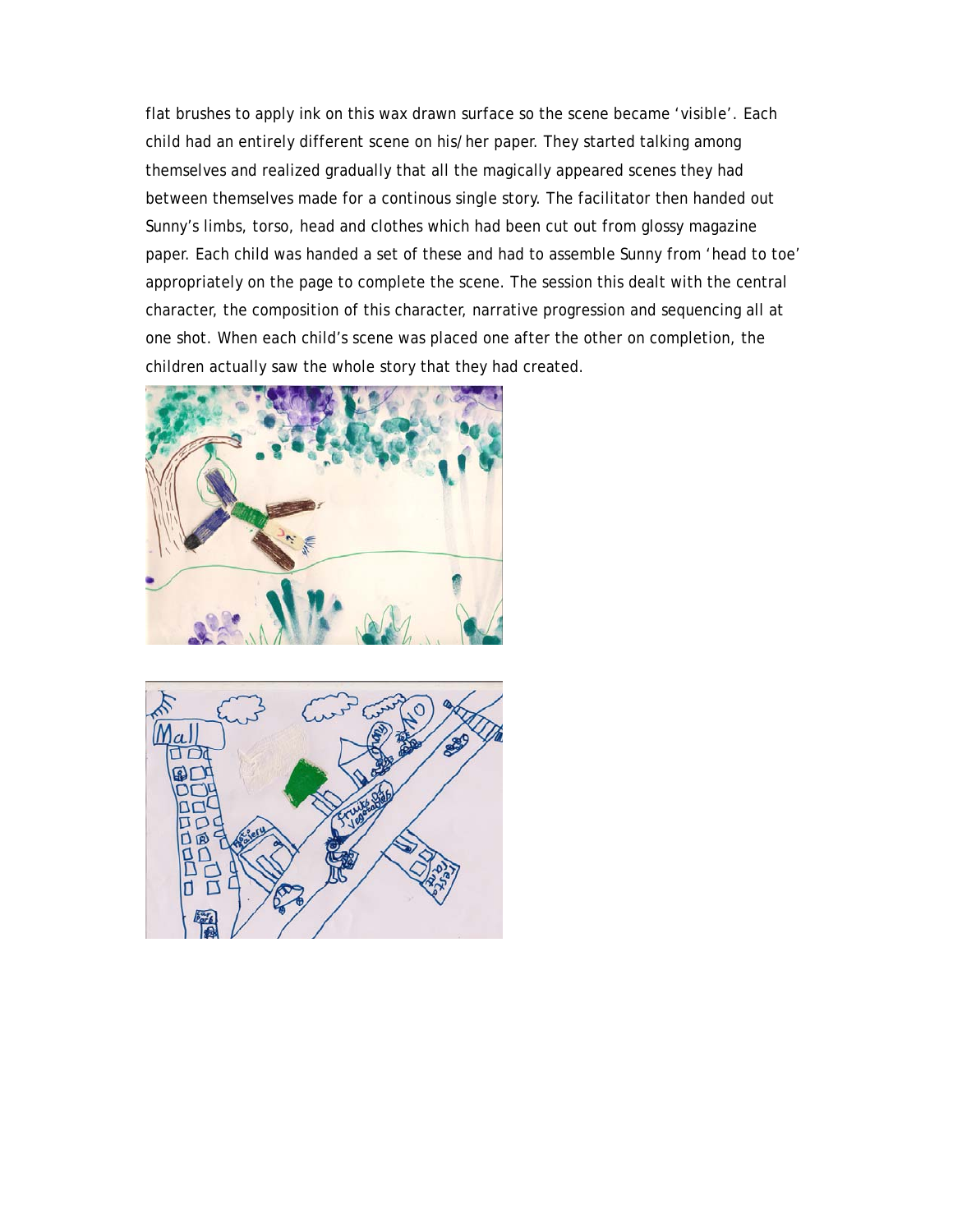flat brushes to apply ink on this wax drawn surface so the scene became 'visible'. Each child had an entirely different scene on his/her paper. They started talking among themselves and realized gradually that all the magically appeared scenes they had between themselves made for a continous single story. The facilitator then handed out Sunny's limbs, torso, head and clothes which had been cut out from glossy magazine paper. Each child was handed a set of these and had to assemble Sunny from 'head to toe' appropriately on the page to complete the scene. The session this dealt with the central character, the composition of this character, narrative progression and sequencing all at one shot. When each child's scene was placed one after the other on completion, the children actually saw the whole story that they had created.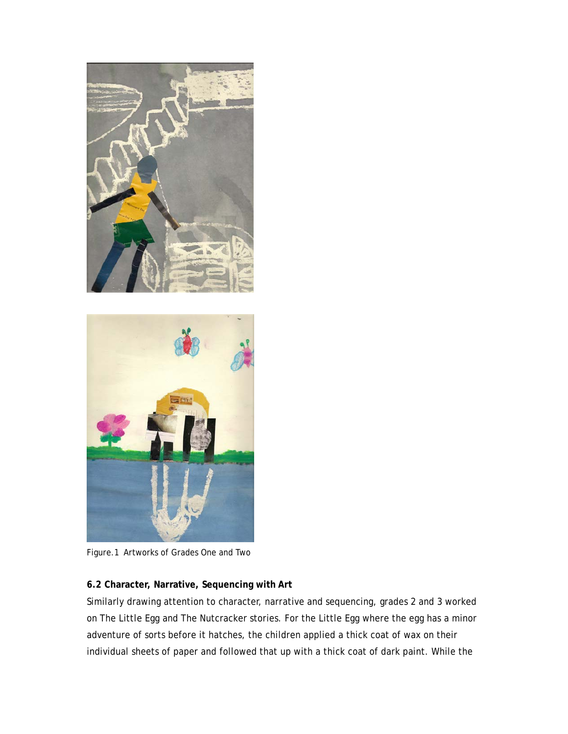Figure. 1 Artworks of Grades One and Two

### 6.2 Character, Narrative, Sequencing with Art

Similarly drawing attention to character, narrative and sequencing, grades 2 and 3 worked on The Little Egg and The Nutcracker stories. For the Little Egg where the egg has a minor adventure of sorts before it hatches, the children applied a thick coat of wax on their individual sheets of paper and followed that up with a thick coat of dark paint. While the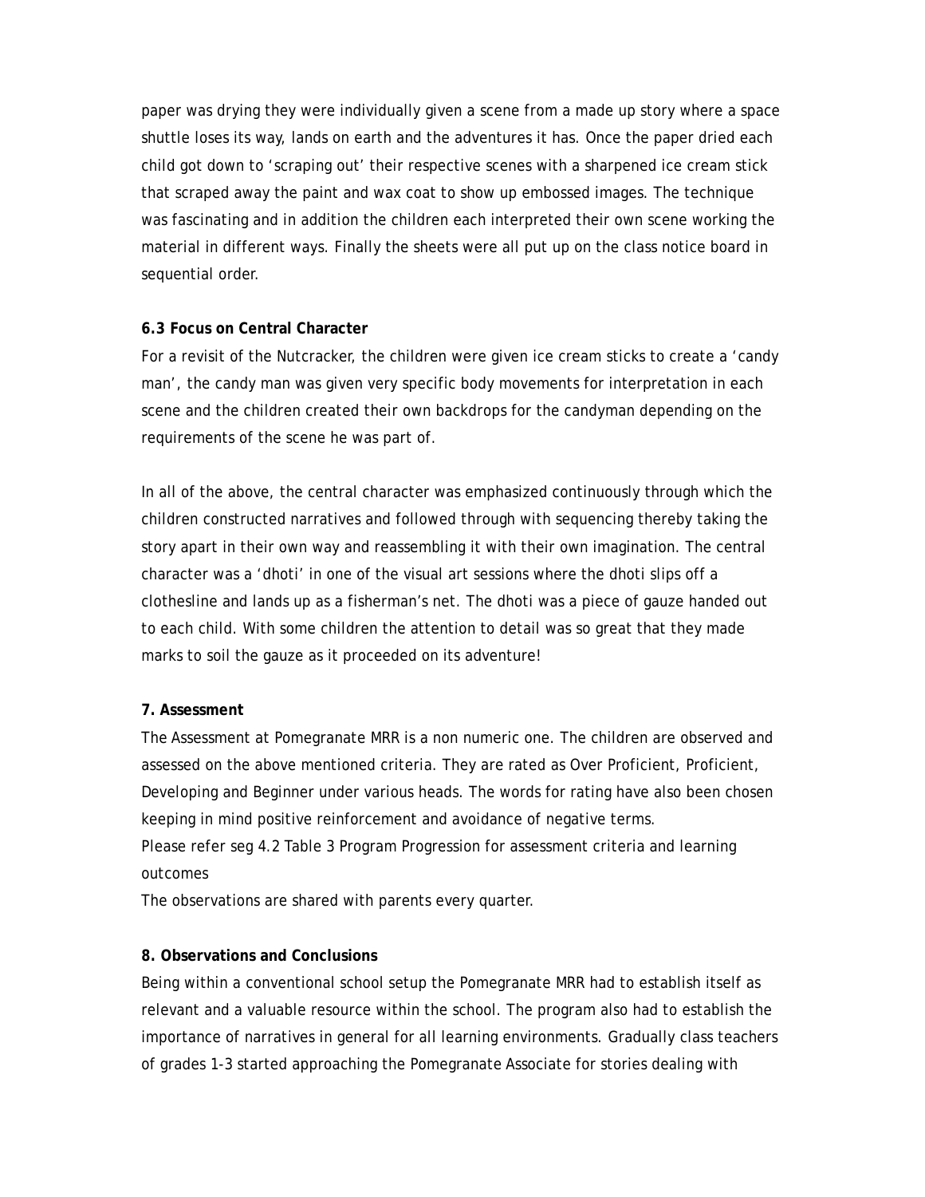paper was drying they were individually given a scene from a made up story where a space shuttle loses its way, lands on earth and the adventures it has. Once the paper dried each child got down to 'scraping out' their respective scenes with a sharpened ice cream stick that scraped away the paint and wax coat to show up embossed images. The technique was fascinating and in addition the children each interpreted their own scene working the material in different ways. Finally the sheets were all put up on the class notice board in sequential order.

**6.3 Focus on Central Character**

For a revisit of the Nutcracker, the children were given ice cream sticks to create a 'candy man', the candy man was given very specific body movements for interpretation in each scene and the children created their own backdrops for the candyman depending on the requirements of the scene he was part of.

In all of the above, the central character was emphasized continuously through which the children constructed narratives and followed through with sequencing thereby taking the story apart in their own way and reassembling it with their own imagination. The central character was a 'dhoti' in one of the visual art sessions where the dhoti slips off a clothesline and lands up as a fisherman's net. The dhoti was a piece of gauze handed out to each child. With some children the attention to detail was so great that they made marks to soil the gauze as it proceeded on its adventure!

**7. Assessment**

The Assessment at Pomegranate MRR is a non numeric one. The children are observed and assessed on the above mentioned criteria. They are rated as Over Proficient, Proficient, Developing and Beginner under various heads. The words for rating have also been chosen keeping in mind positive reinforcement and avoidance of negative terms.
Please refer seg 4.2 Table 3 Program Progression for assessment criteria and learning outcomes
The observations are shared with parents every quarter.

**8. Observations and Conclusions**

Being within a conventional school setup the Pomegranate MRR had to establish itself as relevant and a valuable resource within the school. The program also had to establish the importance of narratives in general for all learning environments. Gradually class teachers of grades 1-3 started approaching the Pomegranate Associate for stories dealing with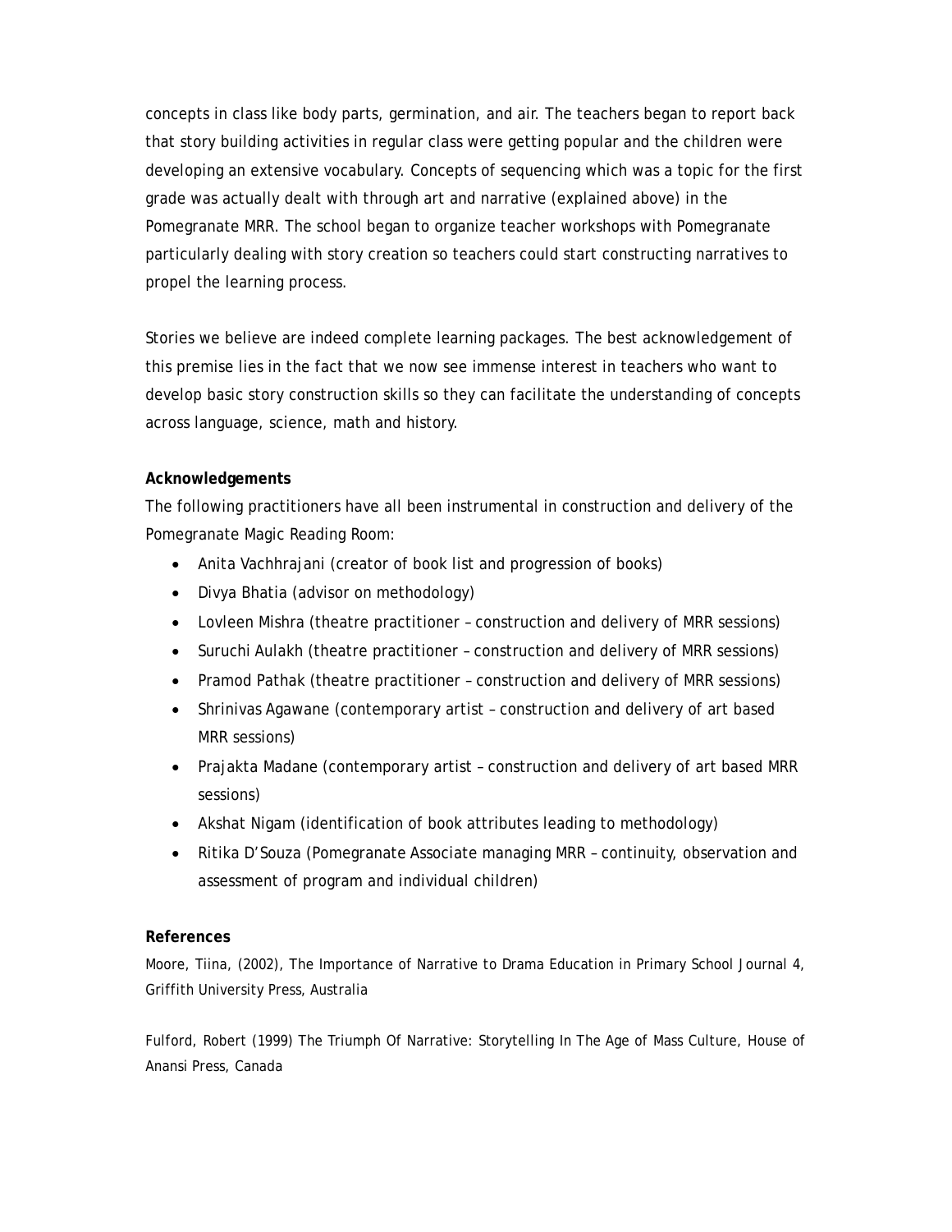concepts in class like body parts, germination, and air. The teachers began to report back that story building activities in regular class were getting popular and the children were developing an extensive vocabulary. Concepts of sequencing which was a topic for the first grade was actually dealt with through art and narrative (explained above) in the Pomegranate MRR. The school began to organize teacher workshops with Pomegranate particularly dealing with story creation so teachers could start constructing narratives to propel the learning process.

Stories we believe are indeed complete learning packages. The best acknowledgement of this premise lies in the fact that we now see immense interest in teachers who want to develop basic story construction skills so they can facilitate the understanding of concepts across language, science, math and history.

**Acknowledgements**

The following practitioners have all been instrumental in construction and delivery of the Pomegranate Magic Reading Room:

- Anita Vachhrajani (creator of book list and progression of books)
- Divya Bhatia (advisor on methodology)
- Lovleen Mishra (theatre practitioner – construction and delivery of MRR sessions)
- Suruchi Aulakh (theatre practitioner – construction and delivery of MRR sessions)
- Pramod Pathak (theatre practitioner – construction and delivery of MRR sessions)
- Shrinivas Agawane (contemporary artist – construction and delivery of art based MRR sessions)
- Prajakta Madane (contemporary artist – construction and delivery of art based MRR sessions)
- Akshat Nigam (identification of book attributes leading to methodology)
- Ritika D'Souza (Pomegranate Associate managing MRR – continuity, observation and assessment of program and individual children)

**References**

Moore, Tiina, (2002), The Importance of Narrative to Drama Education in Primary School Journal 4, Griffith University Press, Australia

Fulford, Robert (1999) The Triumph Of Narrative: Storytelling In The Age of Mass Culture, House of Anansi Press, Canada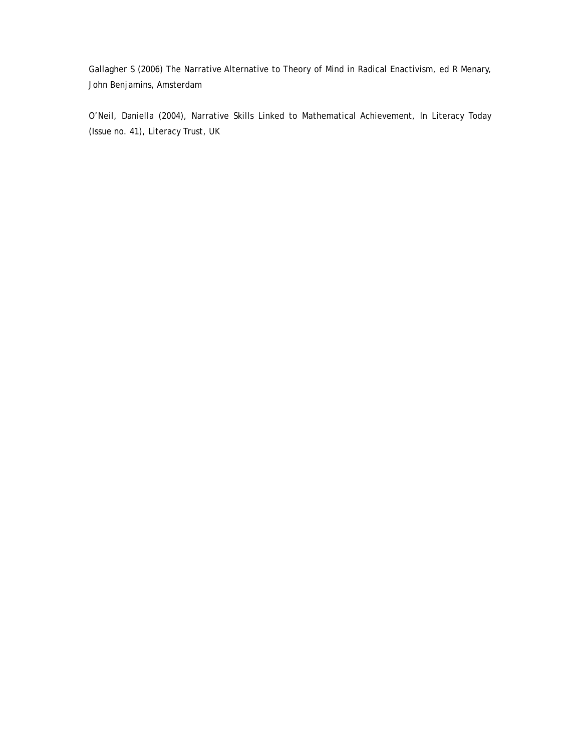Gallagher S (2006) The Narrative Alternative to Theory of Mind in Radical Enactivism, ed R Menary, John Benjamins, Amsterdam

O'Neil, Daniella (2004), Narrative Skills Linked to Mathematical Achievement, In Literacy Today (Issue no. 41), Literacy Trust, UK